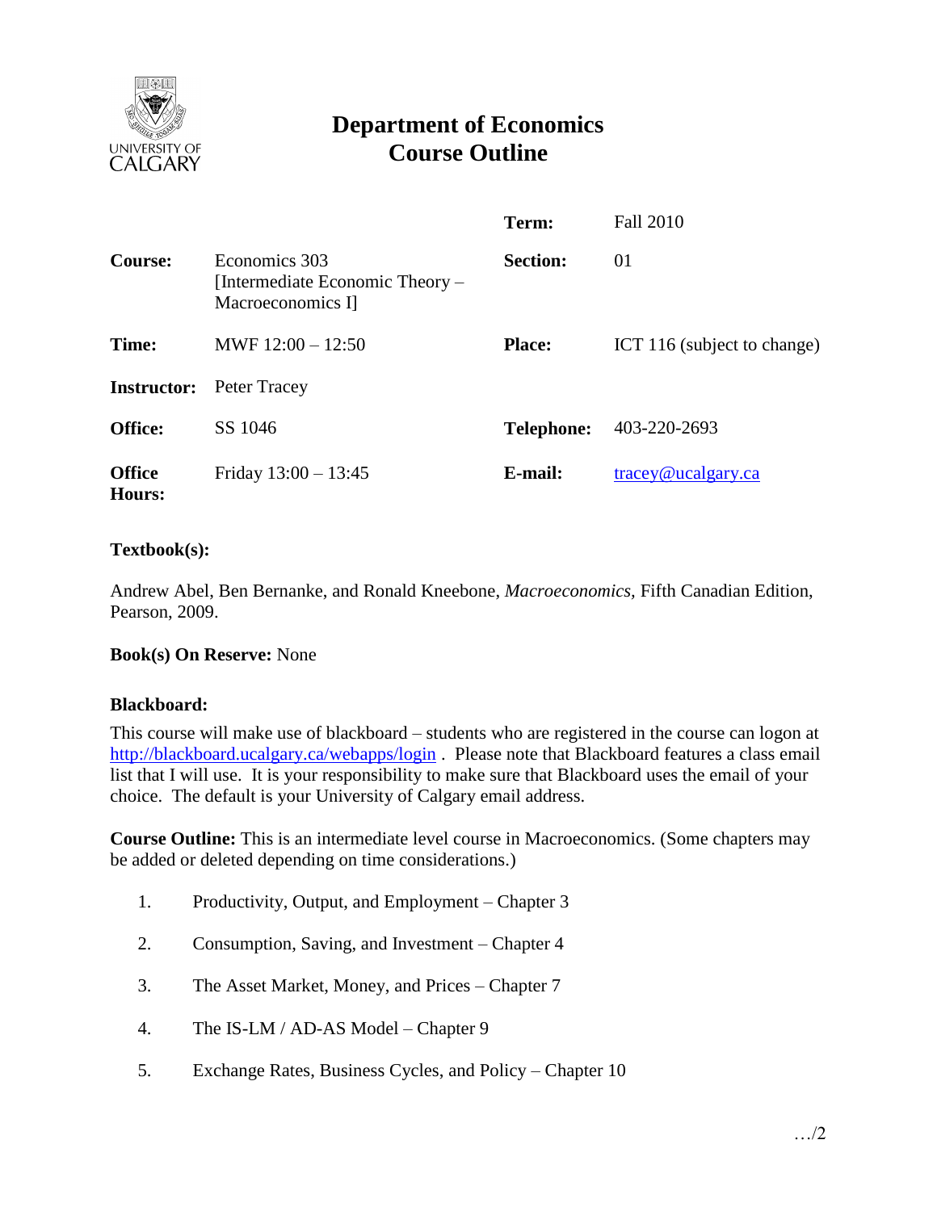# Department of Economics
# Course Outline

| | | | |
|---|---|---|---|
| | | **Term:** | Fall 2010 |
| **Course:** | Economics 303 [Intermediate Economic Theory – Macroeconomics I] | **Section:** | 01 |
| **Time:** | MWF 12:00 – 12:50 | **Place:** | ICT 116 (subject to change) |
| **Instructor:** | Peter Tracey | | |
| **Office:** | SS 1046 | **Telephone:** | 403-220-2693 |
| **Office Hours:** | Friday 13:00 – 13:45 | **E-mail:** | tracey@ucalgary.ca |

**Textbook(s):**

Andrew Abel, Ben Bernanke, and Ronald Kneebone, *Macroeconomics*, Fifth Canadian Edition, Pearson, 2009.

**Book(s) On Reserve:** None

**Blackboard:**

This course will make use of blackboard – students who are registered in the course can logon at http://blackboard.ucalgary.ca/webapps/login . Please note that Blackboard features a class email list that I will use. It is your responsibility to make sure that Blackboard uses the email of your choice. The default is your University of Calgary email address.

**Course Outline:** This is an intermediate level course in Macroeconomics. (Some chapters may be added or deleted depending on time considerations.)

1. Productivity, Output, and Employment – Chapter 3
2. Consumption, Saving, and Investment – Chapter 4
3. The Asset Market, Money, and Prices – Chapter 7
4. The IS-LM / AD-AS Model – Chapter 9
5. Exchange Rates, Business Cycles, and Policy – Chapter 10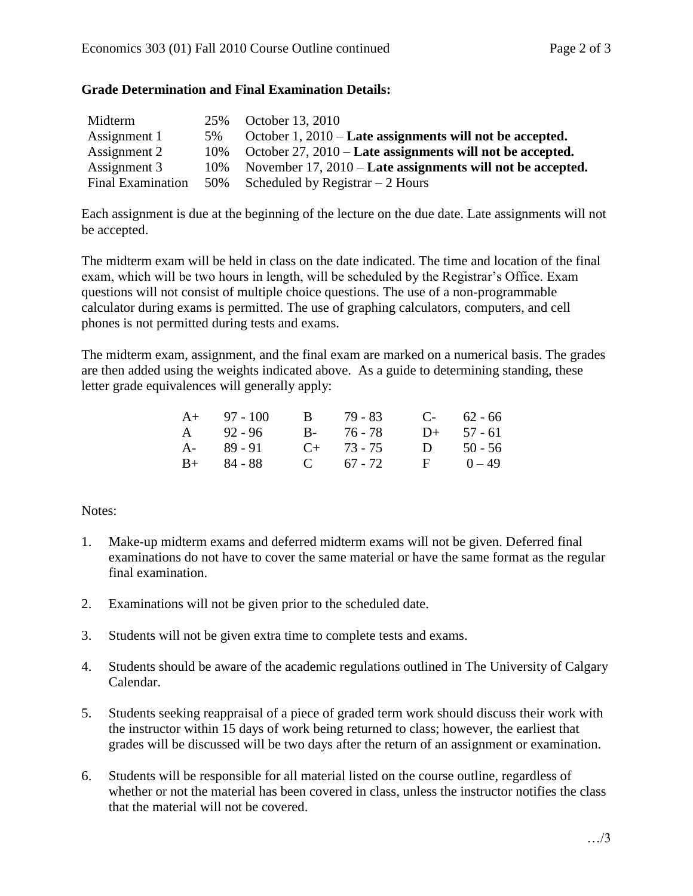**Grade Determination and Final Examination Details:**

| | | |
|---|---|---|
| Midterm | 25% | October 13, 2010 |
| Assignment 1 | 5% | October 1, 2010 – **Late assignments will not be accepted.** |
| Assignment 2 | 10% | October 27, 2010 – **Late assignments will not be accepted.** |
| Assignment 3 | 10% | November 17, 2010 – **Late assignments will not be accepted.** |
| Final Examination | 50% | Scheduled by Registrar – 2 Hours |

Each assignment is due at the beginning of the lecture on the due date. Late assignments will not be accepted.

The midterm exam will be held in class on the date indicated. The time and location of the final exam, which will be two hours in length, will be scheduled by the Registrar's Office. Exam questions will not consist of multiple choice questions. The use of a non-programmable calculator during exams is permitted. The use of graphing calculators, computers, and cell phones is not permitted during tests and exams.

The midterm exam, assignment, and the final exam are marked on a numerical basis. The grades are then added using the weights indicated above. As a guide to determining standing, these letter grade equivalences will generally apply:

| | | | | | |
|---|---|---|---|---|---|
| A+ | 97 - 100 | B | 79 - 83 | C- | 62 - 66 |
| A | 92 - 96 | B- | 76 - 78 | D+ | 57 - 61 |
| A- | 89 - 91 | C+ | 73 - 75 | D | 50 - 56 |
| B+ | 84 - 88 | C | 67 - 72 | F | 0 – 49 |

Notes:

1. Make-up midterm exams and deferred midterm exams will not be given. Deferred final examinations do not have to cover the same material or have the same format as the regular final examination.

2. Examinations will not be given prior to the scheduled date.

3. Students will not be given extra time to complete tests and exams.

4. Students should be aware of the academic regulations outlined in The University of Calgary Calendar.

5. Students seeking reappraisal of a piece of graded term work should discuss their work with the instructor within 15 days of work being returned to class; however, the earliest that grades will be discussed will be two days after the return of an assignment or examination.

6. Students will be responsible for all material listed on the course outline, regardless of whether or not the material has been covered in class, unless the instructor notifies the class that the material will not be covered.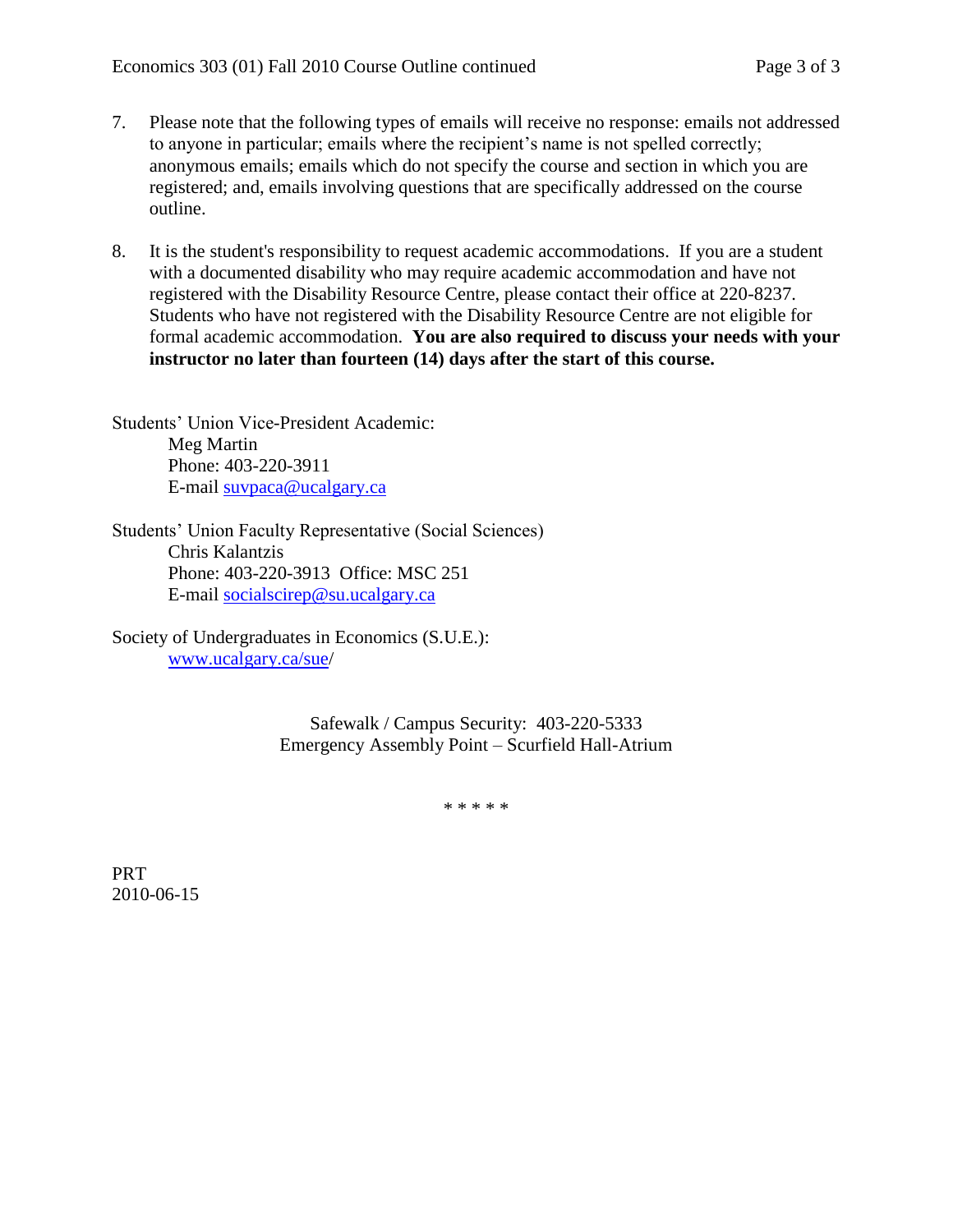7. Please note that the following types of emails will receive no response: emails not addressed to anyone in particular; emails where the recipient's name is not spelled correctly; anonymous emails; emails which do not specify the course and section in which you are registered; and, emails involving questions that are specifically addressed on the course outline.

8. It is the student's responsibility to request academic accommodations. If you are a student with a documented disability who may require academic accommodation and have not registered with the Disability Resource Centre, please contact their office at 220-8237. Students who have not registered with the Disability Resource Centre are not eligible for formal academic accommodation. **You are also required to discuss your needs with your instructor no later than fourteen (14) days after the start of this course.**

Students' Union Vice-President Academic:
Meg Martin
Phone: 403-220-3911
E-mail suvpaca@ucalgary.ca

Students' Union Faculty Representative (Social Sciences)
Chris Kalantzis
Phone: 403-220-3913 Office: MSC 251
E-mail socialscirep@su.ucalgary.ca

Society of Undergraduates in Economics (S.U.E.):
www.ucalgary.ca/sue/

Safewalk / Campus Security: 403-220-5333
Emergency Assembly Point – Scurfield Hall-Atrium

* * * * *

PRT
2010-06-15